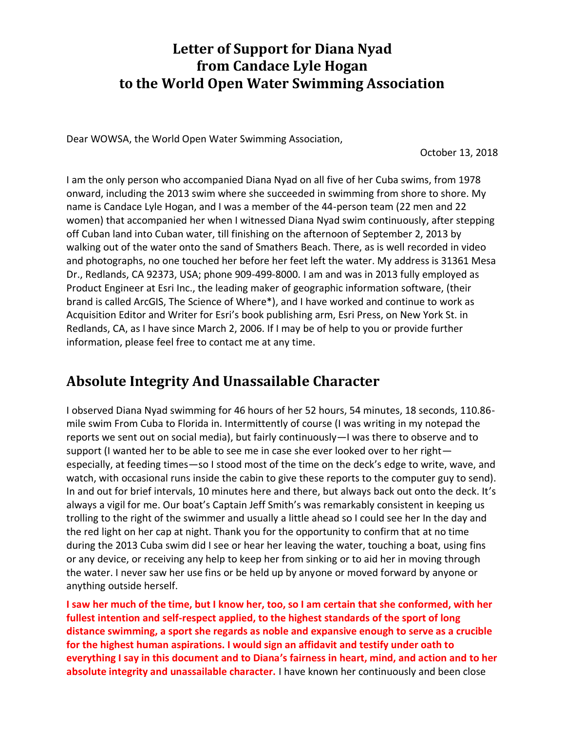# Letter of Support for Diana Nyad from Candace Lyle Hogan to the World Open Water Swimming Association

Dear WOWSA, the World Open Water Swimming Association,

October 13, 2018

I am the only person who accompanied Diana Nyad on all five of her Cuba swims, from 1978 onward, including the 2013 swim where she succeeded in swimming from shore to shore. My name is Candace Lyle Hogan, and I was a member of the 44-person team (22 men and 22 women) that accompanied her when I witnessed Diana Nyad swim continuously, after stepping off Cuban land into Cuban water, till finishing on the afternoon of September 2, 2013 by walking out of the water onto the sand of Smathers Beach. There, as is well recorded in video and photographs, no one touched her before her feet left the water. My address is 31361 Mesa Dr., Redlands, CA 92373, USA; phone 909-499-8000. I am and was in 2013 fully employed as Product Engineer at Esri Inc., the leading maker of geographic information software, (their brand is called ArcGIS, The Science of Where*), and I have worked and continue to work as Acquisition Editor and Writer for Esri's book publishing arm, Esri Press, on New York St. in Redlands, CA, as I have since March 2, 2006. If I may be of help to you or provide further information, please feel free to contact me at any time.

## Absolute Integrity And Unassailable Character

I observed Diana Nyad swimming for 46 hours of her 52 hours, 54 minutes, 18 seconds, 110.86-mile swim From Cuba to Florida in. Intermittently of course (I was writing in my notepad the reports we sent out on social media), but fairly continuously—I was there to observe and to support (I wanted her to be able to see me in case she ever looked over to her right—especially, at feeding times—so I stood most of the time on the deck's edge to write, wave, and watch, with occasional runs inside the cabin to give these reports to the computer guy to send). In and out for brief intervals, 10 minutes here and there, but always back out onto the deck. It's always a vigil for me. Our boat's Captain Jeff Smith's was remarkably consistent in keeping us trolling to the right of the swimmer and usually a little ahead so I could see her In the day and the red light on her cap at night. Thank you for the opportunity to confirm that at no time during the 2013 Cuba swim did I see or hear her leaving the water, touching a boat, using fins or any device, or receiving any help to keep her from sinking or to aid her in moving through the water. I never saw her use fins or be held up by anyone or moved forward by anyone or anything outside herself.

**I saw her much of the time, but I know her, too, so I am certain that she conformed, with her fullest intention and self-respect applied, to the highest standards of the sport of long distance swimming, a sport she regards as noble and expansive enough to serve as a crucible for the highest human aspirations. I would sign an affidavit and testify under oath to everything I say in this document and to Diana's fairness in heart, mind, and action and to her absolute integrity and unassailable character.** I have known her continuously and been close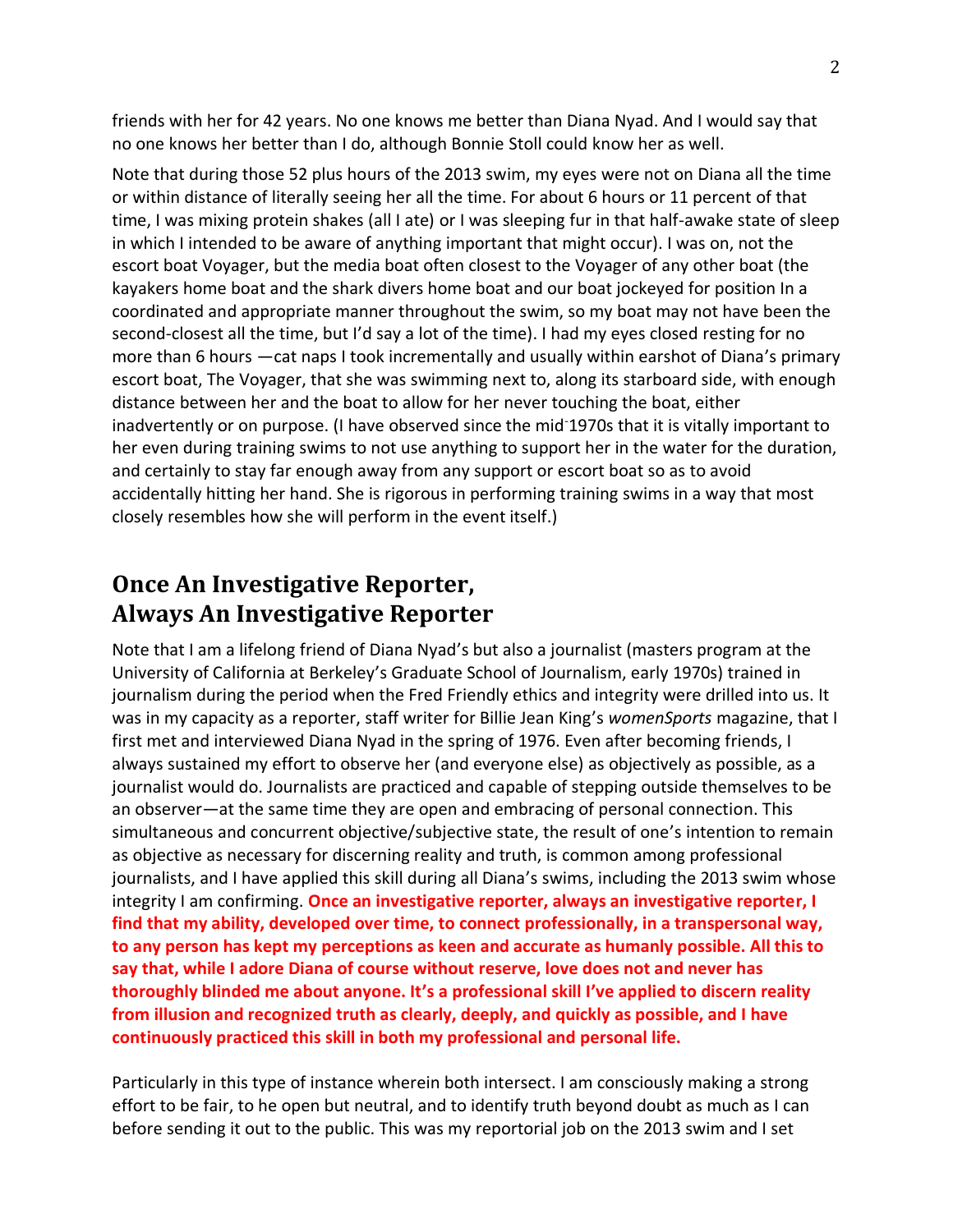friends with her for 42 years. No one knows me better than Diana Nyad. And I would say that no one knows her better than I do, although Bonnie Stoll could know her as well.

Note that during those 52 plus hours of the 2013 swim, my eyes were not on Diana all the time or within distance of literally seeing her all the time. For about 6 hours or 11 percent of that time, I was mixing protein shakes (all I ate) or I was sleeping fur in that half-awake state of sleep in which I intended to be aware of anything important that might occur). I was on, not the escort boat Voyager, but the media boat often closest to the Voyager of any other boat (the kayakers home boat and the shark divers home boat and our boat jockeyed for position In a coordinated and appropriate manner throughout the swim, so my boat may not have been the second-closest all the time, but I'd say a lot of the time). I had my eyes closed resting for no more than 6 hours —cat naps I took incrementally and usually within earshot of Diana's primary escort boat, The Voyager, that she was swimming next to, along its starboard side, with enough distance between her and the boat to allow for her never touching the boat, either inadvertently or on purpose. (I have observed since the mid-1970s that it is vitally important to her even during training swims to not use anything to support her in the water for the duration, and certainly to stay far enough away from any support or escort boat so as to avoid accidentally hitting her hand. She is rigorous in performing training swims in a way that most closely resembles how she will perform in the event itself.)

## Once An Investigative Reporter, Always An Investigative Reporter

Note that I am a lifelong friend of Diana Nyad's but also a journalist (masters program at the University of California at Berkeley's Graduate School of Journalism, early 1970s) trained in journalism during the period when the Fred Friendly ethics and integrity were drilled into us. It was in my capacity as a reporter, staff writer for Billie Jean King's *womenSports* magazine, that I first met and interviewed Diana Nyad in the spring of 1976. Even after becoming friends, I always sustained my effort to observe her (and everyone else) as objectively as possible, as a journalist would do. Journalists are practiced and capable of stepping outside themselves to be an observer—at the same time they are open and embracing of personal connection. This simultaneous and concurrent objective/subjective state, the result of one's intention to remain as objective as necessary for discerning reality and truth, is common among professional journalists, and I have applied this skill during all Diana's swims, including the 2013 swim whose integrity I am confirming. **Once an investigative reporter, always an investigative reporter, I find that my ability, developed over time, to connect professionally, in a transpersonal way, to any person has kept my perceptions as keen and accurate as humanly possible. All this to say that, while I adore Diana of course without reserve, love does not and never has thoroughly blinded me about anyone. It's a professional skill I've applied to discern reality from illusion and recognized truth as clearly, deeply, and quickly as possible, and I have continuously practiced this skill in both my professional and personal life.**

Particularly in this type of instance wherein both intersect. I am consciously making a strong effort to be fair, to he open but neutral, and to identify truth beyond doubt as much as I can before sending it out to the public. This was my reportorial job on the 2013 swim and I set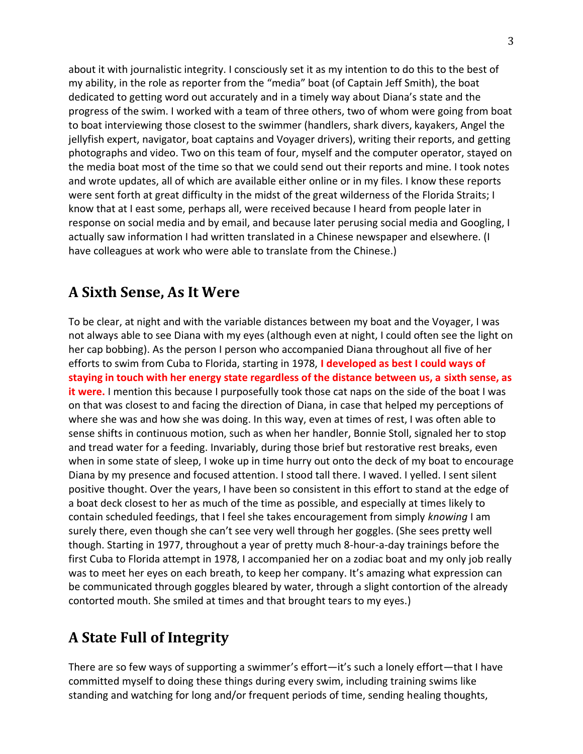about it with journalistic integrity. I consciously set it as my intention to do this to the best of my ability, in the role as reporter from the "media" boat (of Captain Jeff Smith), the boat dedicated to getting word out accurately and in a timely way about Diana's state and the progress of the swim. I worked with a team of three others, two of whom were going from boat to boat interviewing those closest to the swimmer (handlers, shark divers, kayakers, Angel the jellyfish expert, navigator, boat captains and Voyager drivers), writing their reports, and getting photographs and video. Two on this team of four, myself and the computer operator, stayed on the media boat most of the time so that we could send out their reports and mine. I took notes and wrote updates, all of which are available either online or in my files. I know these reports were sent forth at great difficulty in the midst of the great wilderness of the Florida Straits; I know that at I east some, perhaps all, were received because I heard from people later in response on social media and by email, and because later perusing social media and Googling, I actually saw information I had written translated in a Chinese newspaper and elsewhere. (I have colleagues at work who were able to translate from the Chinese.)

## A Sixth Sense, As It Were

To be clear, at night and with the variable distances between my boat and the Voyager, I was not always able to see Diana with my eyes (although even at night, I could often see the light on her cap bobbing). As the person I person who accompanied Diana throughout all five of her efforts to swim from Cuba to Florida, starting in 1978, **I developed as best I could ways of staying in touch with her energy state regardless of the distance between us, a sixth sense, as it were.** I mention this because I purposefully took those cat naps on the side of the boat I was on that was closest to and facing the direction of Diana, in case that helped my perceptions of where she was and how she was doing. In this way, even at times of rest, I was often able to sense shifts in continuous motion, such as when her handler, Bonnie Stoll, signaled her to stop and tread water for a feeding. Invariably, during those brief but restorative rest breaks, even when in some state of sleep, I woke up in time hurry out onto the deck of my boat to encourage Diana by my presence and focused attention. I stood tall there. I waved. I yelled. I sent silent positive thought. Over the years, I have been so consistent in this effort to stand at the edge of a boat deck closest to her as much of the time as possible, and especially at times likely to contain scheduled feedings, that I feel she takes encouragement from simply *knowing* I am surely there, even though she can't see very well through her goggles. (She sees pretty well though. Starting in 1977, throughout a year of pretty much 8-hour-a-day trainings before the first Cuba to Florida attempt in 1978, I accompanied her on a zodiac boat and my only job really was to meet her eyes on each breath, to keep her company. It's amazing what expression can be communicated through goggles bleared by water, through a slight contortion of the already contorted mouth. She smiled at times and that brought tears to my eyes.)

## A State Full of Integrity

There are so few ways of supporting a swimmer's effort—it's such a lonely effort—that I have committed myself to doing these things during every swim, including training swims like standing and watching for long and/or frequent periods of time, sending healing thoughts,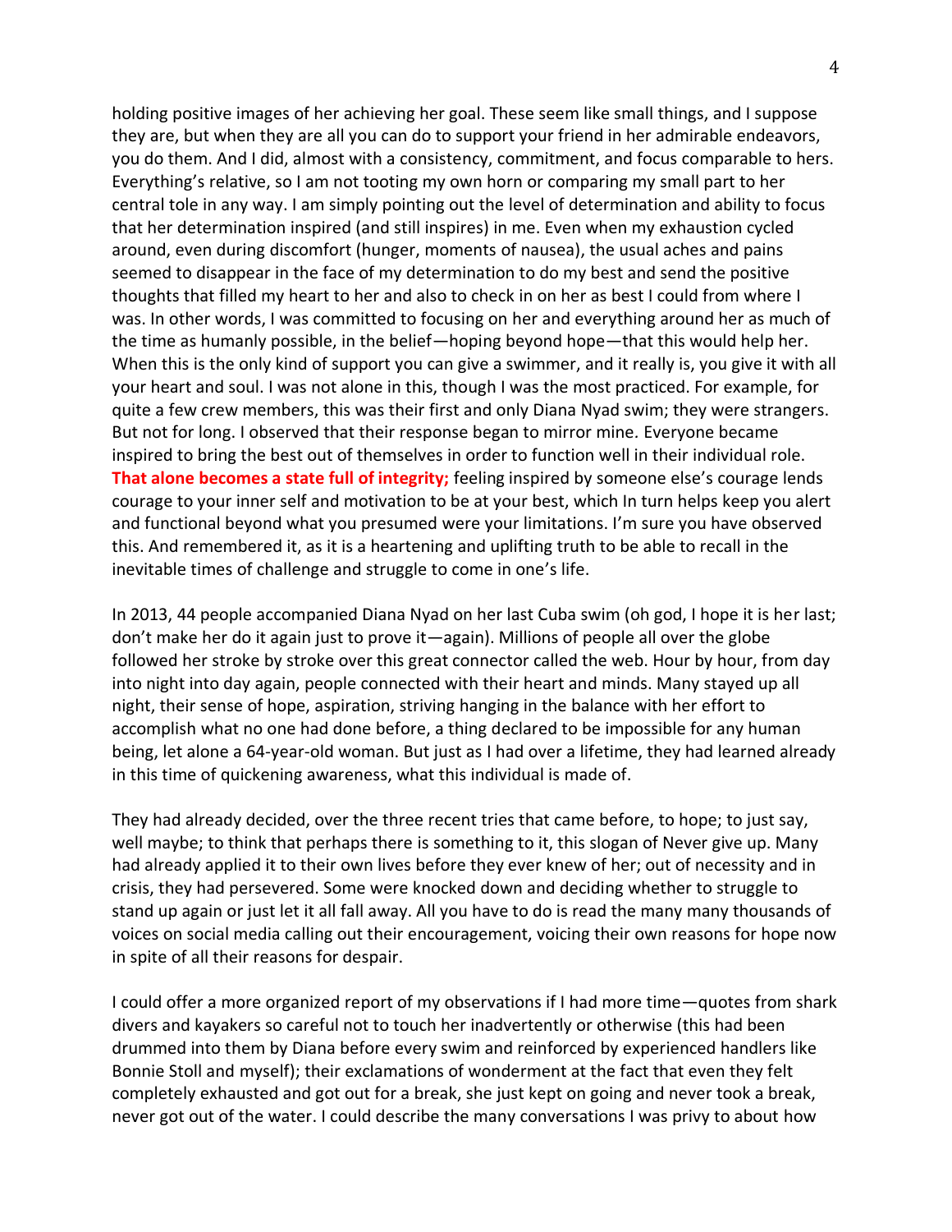holding positive images of her achieving her goal. These seem like small things, and I suppose they are, but when they are all you can do to support your friend in her admirable endeavors, you do them. And I did, almost with a consistency, commitment, and focus comparable to hers. Everything's relative, so I am not tooting my own horn or comparing my small part to her central tole in any way. I am simply pointing out the level of determination and ability to focus that her determination inspired (and still inspires) in me. Even when my exhaustion cycled around, even during discomfort (hunger, moments of nausea), the usual aches and pains seemed to disappear in the face of my determination to do my best and send the positive thoughts that filled my heart to her and also to check in on her as best I could from where I was. In other words, I was committed to focusing on her and everything around her as much of the time as humanly possible, in the belief—hoping beyond hope—that this would help her. When this is the only kind of support you can give a swimmer, and it really is, you give it with all your heart and soul. I was not alone in this, though I was the most practiced. For example, for quite a few crew members, this was their first and only Diana Nyad swim; they were strangers. But not for long. I observed that their response began to mirror mine. Everyone became inspired to bring the best out of themselves in order to function well in their individual role. **That alone becomes a state full of integrity;** feeling inspired by someone else's courage lends courage to your inner self and motivation to be at your best, which In turn helps keep you alert and functional beyond what you presumed were your limitations. I'm sure you have observed this. And remembered it, as it is a heartening and uplifting truth to be able to recall in the inevitable times of challenge and struggle to come in one's life.

In 2013, 44 people accompanied Diana Nyad on her last Cuba swim (oh god, I hope it is her last; don't make her do it again just to prove it—again). Millions of people all over the globe followed her stroke by stroke over this great connector called the web. Hour by hour, from day into night into day again, people connected with their heart and minds. Many stayed up all night, their sense of hope, aspiration, striving hanging in the balance with her effort to accomplish what no one had done before, a thing declared to be impossible for any human being, let alone a 64-year-old woman. But just as I had over a lifetime, they had learned already in this time of quickening awareness, what this individual is made of.

They had already decided, over the three recent tries that came before, to hope; to just say, well maybe; to think that perhaps there is something to it, this slogan of Never give up. Many had already applied it to their own lives before they ever knew of her; out of necessity and in crisis, they had persevered. Some were knocked down and deciding whether to struggle to stand up again or just let it all fall away. All you have to do is read the many many thousands of voices on social media calling out their encouragement, voicing their own reasons for hope now in spite of all their reasons for despair.

I could offer a more organized report of my observations if I had more time—quotes from shark divers and kayakers so careful not to touch her inadvertently or otherwise (this had been drummed into them by Diana before every swim and reinforced by experienced handlers like Bonnie Stoll and myself); their exclamations of wonderment at the fact that even they felt completely exhausted and got out for a break, she just kept on going and never took a break, never got out of the water. I could describe the many conversations I was privy to about how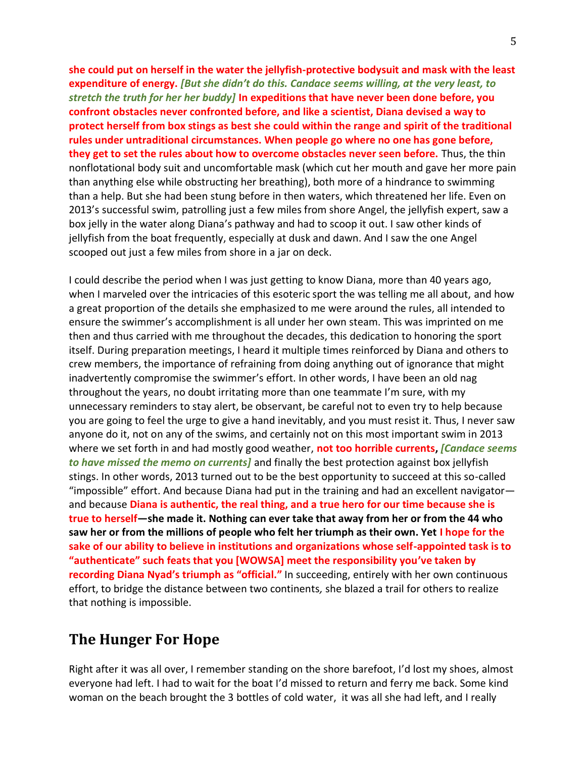**she could put on herself in the water the jellyfish-protective bodysuit and mask with the least expenditure of energy.** ***[But she didn't do this. Candace seems willing, at the very least, to stretch the truth for her her buddy]*** **In expeditions that have never been done before, you confront obstacles never confronted before, and like a scientist, Diana devised a way to protect herself from box stings as best she could within the range and spirit of the traditional rules under untraditional circumstances. When people go where no one has gone before, they get to set the rules about how to overcome obstacles never seen before.** Thus, the thin nonflotational body suit and uncomfortable mask (which cut her mouth and gave her more pain than anything else while obstructing her breathing), both more of a hindrance to swimming than a help. But she had been stung before in then waters, which threatened her life. Even on 2013's successful swim, patrolling just a few miles from shore Angel, the jellyfish expert, saw a box jelly in the water along Diana's pathway and had to scoop it out. I saw other kinds of jellyfish from the boat frequently, especially at dusk and dawn. And I saw the one Angel scooped out just a few miles from shore in a jar on deck.

I could describe the period when I was just getting to know Diana, more than 40 years ago, when I marveled over the intricacies of this esoteric sport the was telling me all about, and how a great proportion of the details she emphasized to me were around the rules, all intended to ensure the swimmer's accomplishment is all under her own steam. This was imprinted on me then and thus carried with me throughout the decades, this dedication to honoring the sport itself. During preparation meetings, I heard it multiple times reinforced by Diana and others to crew members, the importance of refraining from doing anything out of ignorance that might inadvertently compromise the swimmer's effort. In other words, I have been an old nag throughout the years, no doubt irritating more than one teammate I'm sure, with my unnecessary reminders to stay alert, be observant, be careful not to even try to help because you are going to feel the urge to give a hand inevitably, and you must resist it. Thus, I never saw anyone do it, not on any of the swims, and certainly not on this most important swim in 2013 where we set forth in and had mostly good weather, **not too horrible currents,** ***[Candace seems to have missed the memo on currents]*** and finally the best protection against box jellyfish stings. In other words, 2013 turned out to be the best opportunity to succeed at this so-called "impossible" effort. And because Diana had put in the training and had an excellent navigator—and because **Diana is authentic, the real thing, and a true hero for our time because she is true to herself—she made it. Nothing can ever take that away from her or from the 44 who saw her or from the millions of people who felt her triumph as their own. Yet I hope for the sake of our ability to believe in institutions and organizations whose self-appointed task is to "authenticate" such feats that you [WOWSA] meet the responsibility you've taken by recording Diana Nyad's triumph as "official."** In succeeding, entirely with her own continuous effort, to bridge the distance between two continents*,* she blazed a trail for others to realize that nothing is impossible.

## The Hunger For Hope

Right after it was all over, I remember standing on the shore barefoot, I'd lost my shoes, almost everyone had left. I had to wait for the boat I'd missed to return and ferry me back. Some kind woman on the beach brought the 3 bottles of cold water, it was all she had left, and I really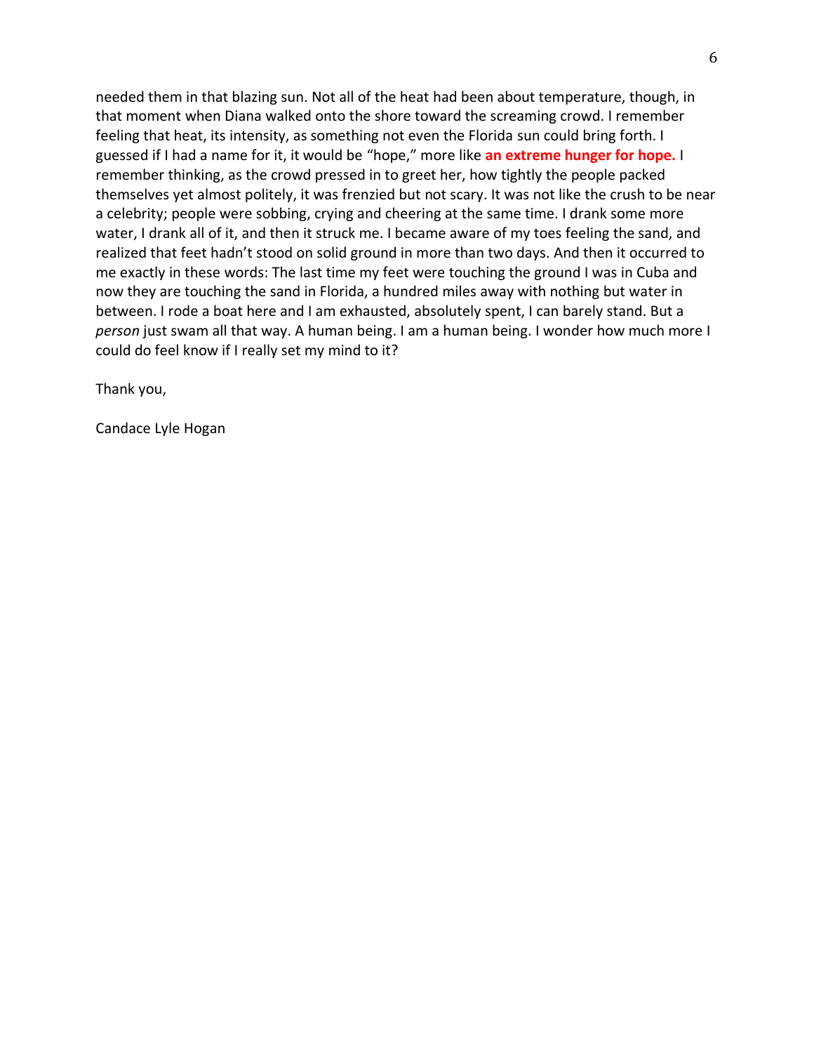needed them in that blazing sun. Not all of the heat had been about temperature, though, in that moment when Diana walked onto the shore toward the screaming crowd. I remember feeling that heat, its intensity, as something not even the Florida sun could bring forth. I guessed if I had a name for it, it would be "hope," more like **an extreme hunger for hope.** I remember thinking, as the crowd pressed in to greet her, how tightly the people packed themselves yet almost politely, it was frenzied but not scary. It was not like the crush to be near a celebrity; people were sobbing, crying and cheering at the same time. I drank some more water, I drank all of it, and then it struck me. I became aware of my toes feeling the sand, and realized that feet hadn't stood on solid ground in more than two days. And then it occurred to me exactly in these words: The last time my feet were touching the ground I was in Cuba and now they are touching the sand in Florida, a hundred miles away with nothing but water in between. I rode a boat here and I am exhausted, absolutely spent, I can barely stand. But a *person* just swam all that way. A human being. I am a human being. I wonder how much more I could do feel know if I really set my mind to it?

Thank you,

Candace Lyle Hogan